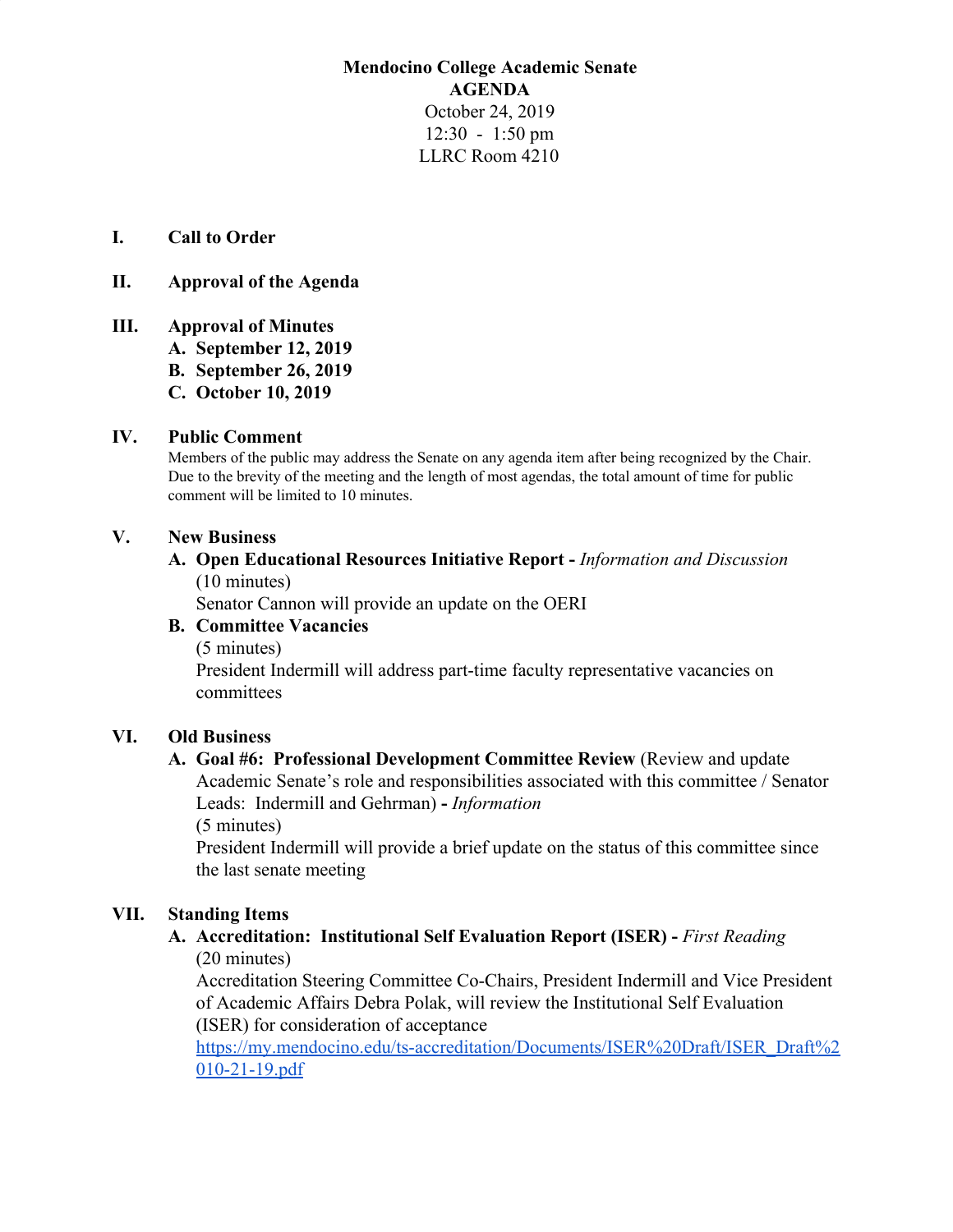**Mendocino College Academic Senate**
**AGENDA**
October 24, 2019
12:30 - 1:50 pm
LLRC Room 4210

**I. Call to Order**

**II. Approval of the Agenda**

**III. Approval of Minutes**

**A. September 12, 2019**
**B. September 26, 2019**
**C. October 10, 2019**

**IV. Public Comment**

Members of the public may address the Senate on any agenda item after being recognized by the Chair. Due to the brevity of the meeting and the length of most agendas, the total amount of time for public comment will be limited to 10 minutes.

**V. New Business**

**A. Open Educational Resources Initiative Report -** *Information and Discussion*
(10 minutes)
Senator Cannon will provide an update on the OERI

**B. Committee Vacancies**
(5 minutes)
President Indermill will address part-time faculty representative vacancies on committees

**VI. Old Business**

**A. Goal #6: Professional Development Committee Review** (Review and update Academic Senate's role and responsibilities associated with this committee / Senator Leads: Indermill and Gehrman) **-** *Information*
(5 minutes)
President Indermill will provide a brief update on the status of this committee since the last senate meeting

**VII. Standing Items**

**A. Accreditation: Institutional Self Evaluation Report (ISER) -** *First Reading*
(20 minutes)
Accreditation Steering Committee Co-Chairs, President Indermill and Vice President of Academic Affairs Debra Polak, will review the Institutional Self Evaluation (ISER) for consideration of acceptance
https://my.mendocino.edu/ts-accreditation/Documents/ISER%20Draft/ISER_Draft%2010-21-19.pdf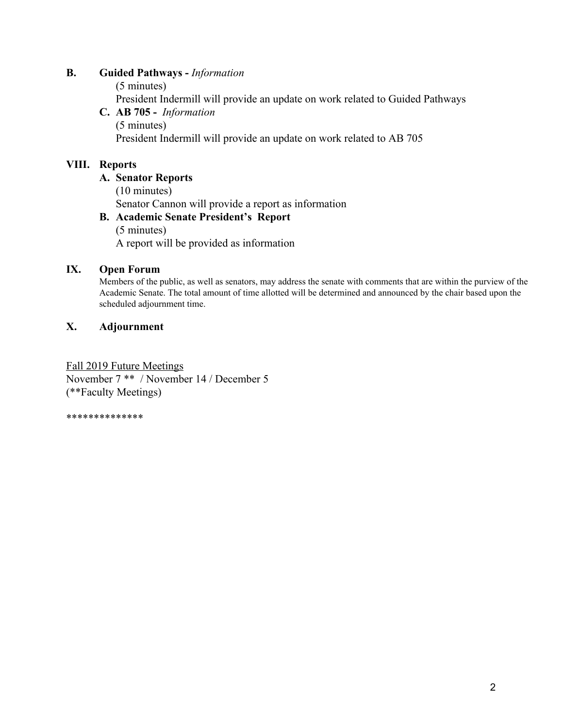**B. Guided Pathways -** *Information*

(5 minutes)

President Indermill will provide an update on work related to Guided Pathways

**C. AB 705 -** *Information*

(5 minutes)

President Indermill will provide an update on work related to AB 705

## VIII. Reports

**A. Senator Reports**

(10 minutes)

Senator Cannon will provide a report as information

**B. Academic Senate President's Report**

(5 minutes)

A report will be provided as information

## IX. Open Forum

Members of the public, as well as senators, may address the senate with comments that are within the purview of the Academic Senate. The total amount of time allotted will be determined and announced by the chair based upon the scheduled adjournment time.

## X. Adjournment

Fall 2019 Future Meetings
November 7 ** / November 14 / December 5
(**Faculty Meetings)

**************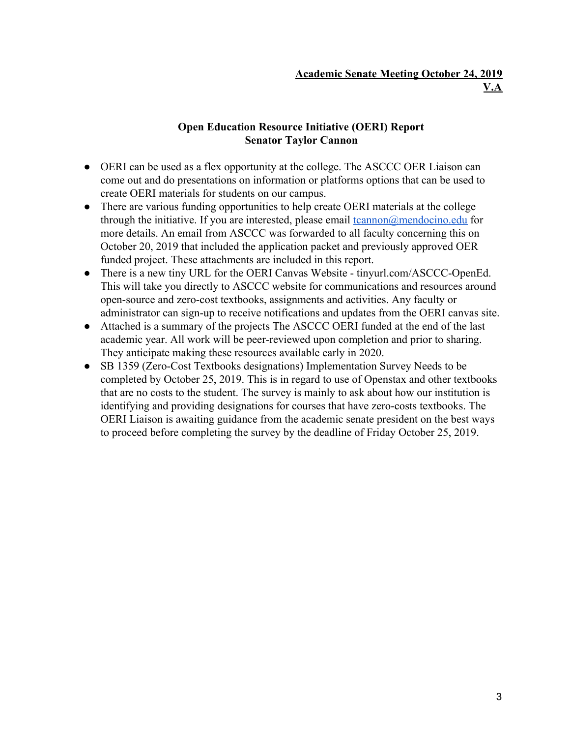**Academic Senate Meeting October 24, 2019**
**V.A**

## Open Education Resource Initiative (OERI) Report
### Senator Taylor Cannon

- OERI can be used as a flex opportunity at the college. The ASCCC OER Liaison can come out and do presentations on information or platforms options that can be used to create OERI materials for students on our campus.
- There are various funding opportunities to help create OERI materials at the college through the initiative. If you are interested, please email tcannon@mendocino.edu for more details. An email from ASCCC was forwarded to all faculty concerning this on October 20, 2019 that included the application packet and previously approved OER funded project. These attachments are included in this report.
- There is a new tiny URL for the OERI Canvas Website - tinyurl.com/ASCCC-OpenEd. This will take you directly to ASCCC website for communications and resources around open-source and zero-cost textbooks, assignments and activities. Any faculty or administrator can sign-up to receive notifications and updates from the OERI canvas site.
- Attached is a summary of the projects The ASCCC OERI funded at the end of the last academic year. All work will be peer-reviewed upon completion and prior to sharing. They anticipate making these resources available early in 2020.
- SB 1359 (Zero-Cost Textbooks designations) Implementation Survey Needs to be completed by October 25, 2019. This is in regard to use of Openstax and other textbooks that are no costs to the student. The survey is mainly to ask about how our institution is identifying and providing designations for courses that have zero-costs textbooks. The OERI Liaison is awaiting guidance from the academic senate president on the best ways to proceed before completing the survey by the deadline of Friday October 25, 2019.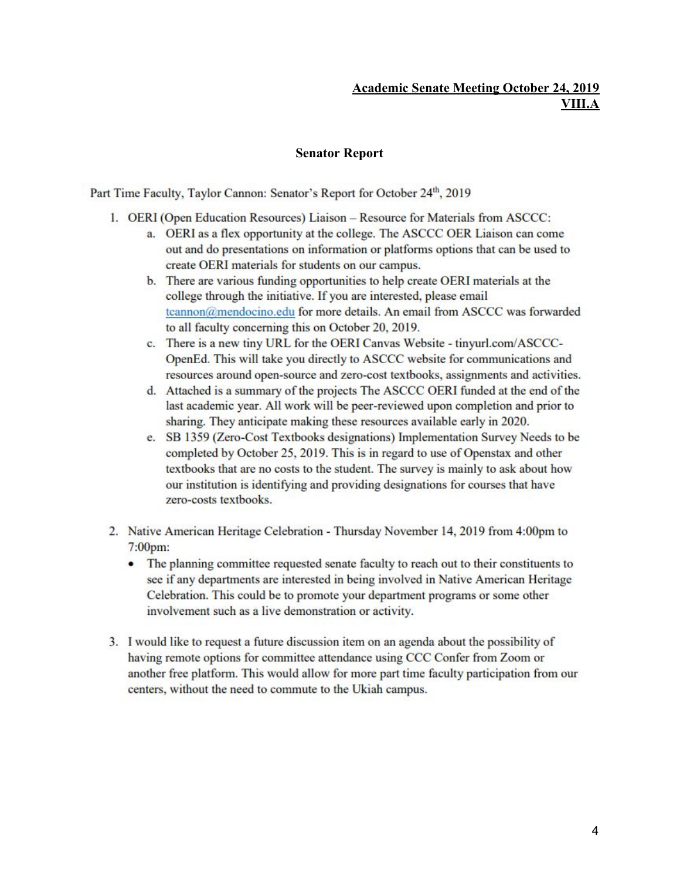**Academic Senate Meeting October 24, 2019**
**VIII.A**

**Senator Report**

Part Time Faculty, Taylor Cannon: Senator's Report for October 24th, 2019

1. OERI (Open Education Resources) Liaison – Resource for Materials from ASCCC:
   a. OERI as a flex opportunity at the college. The ASCCC OER Liaison can come out and do presentations on information or platforms options that can be used to create OERI materials for students on our campus.
   b. There are various funding opportunities to help create OERI materials at the college through the initiative. If you are interested, please email tcannon@mendocino.edu for more details. An email from ASCCC was forwarded to all faculty concerning this on October 20, 2019.
   c. There is a new tiny URL for the OERI Canvas Website - tinyurl.com/ASCCC-OpenEd. This will take you directly to ASCCC website for communications and resources around open-source and zero-cost textbooks, assignments and activities.
   d. Attached is a summary of the projects The ASCCC OERI funded at the end of the last academic year. All work will be peer-reviewed upon completion and prior to sharing. They anticipate making these resources available early in 2020.
   e. SB 1359 (Zero-Cost Textbooks designations) Implementation Survey Needs to be completed by October 25, 2019. This is in regard to use of Openstax and other textbooks that are no costs to the student. The survey is mainly to ask about how our institution is identifying and providing designations for courses that have zero-costs textbooks.

2. Native American Heritage Celebration - Thursday November 14, 2019 from 4:00pm to 7:00pm:
   - The planning committee requested senate faculty to reach out to their constituents to see if any departments are interested in being involved in Native American Heritage Celebration. This could be to promote your department programs or some other involvement such as a live demonstration or activity.

3. I would like to request a future discussion item on an agenda about the possibility of having remote options for committee attendance using CCC Confer from Zoom or another free platform. This would allow for more part time faculty participation from our centers, without the need to commute to the Ukiah campus.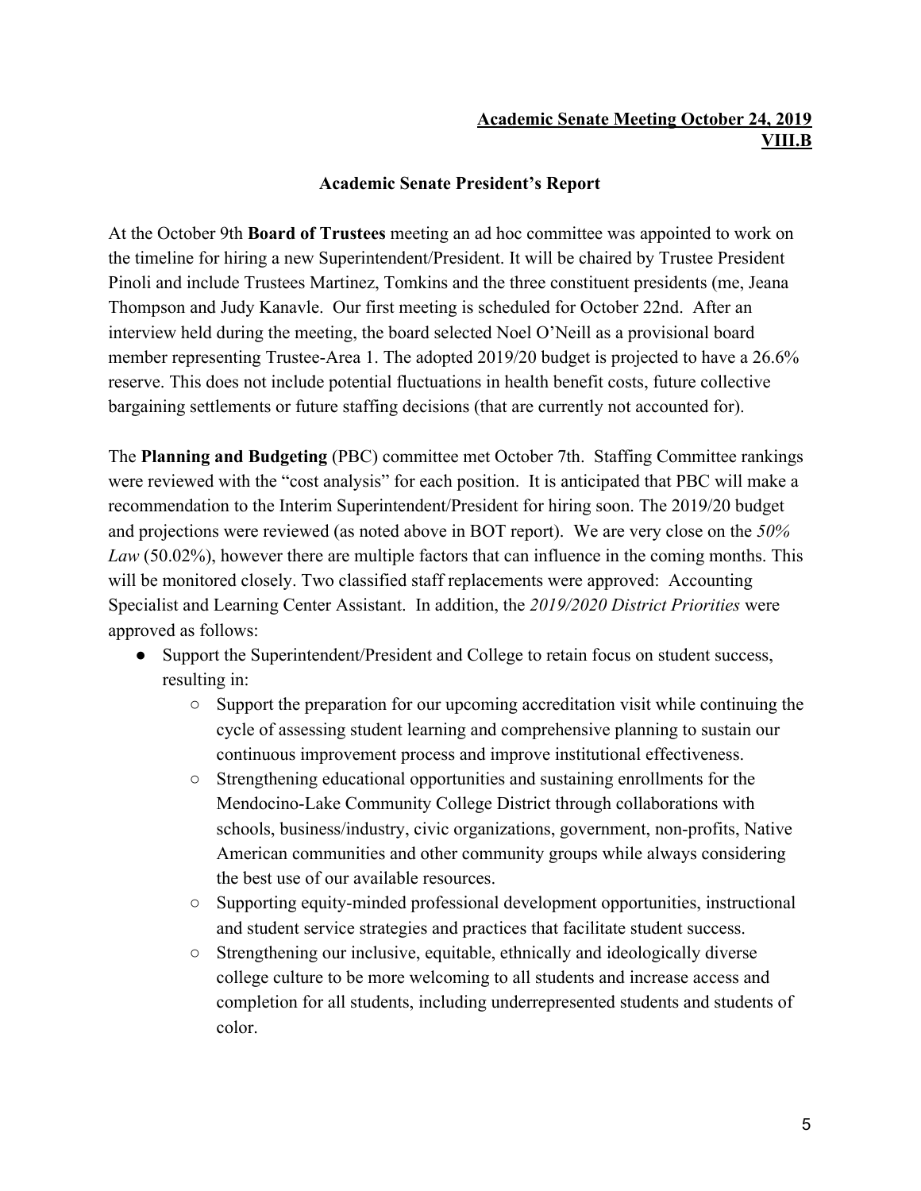**Academic Senate Meeting October 24, 2019**
**VIII.B**

## Academic Senate President's Report

At the October 9th **Board of Trustees** meeting an ad hoc committee was appointed to work on the timeline for hiring a new Superintendent/President. It will be chaired by Trustee President Pinoli and include Trustees Martinez, Tomkins and the three constituent presidents (me, Jeana Thompson and Judy Kanavle. Our first meeting is scheduled for October 22nd. After an interview held during the meeting, the board selected Noel O'Neill as a provisional board member representing Trustee-Area 1. The adopted 2019/20 budget is projected to have a 26.6% reserve. This does not include potential fluctuations in health benefit costs, future collective bargaining settlements or future staffing decisions (that are currently not accounted for).

The **Planning and Budgeting** (PBC) committee met October 7th. Staffing Committee rankings were reviewed with the "cost analysis" for each position. It is anticipated that PBC will make a recommendation to the Interim Superintendent/President for hiring soon. The 2019/20 budget and projections were reviewed (as noted above in BOT report). We are very close on the *50% Law* (50.02%), however there are multiple factors that can influence in the coming months. This will be monitored closely. Two classified staff replacements were approved: Accounting Specialist and Learning Center Assistant. In addition, the *2019/2020 District Priorities* were approved as follows:

- Support the Superintendent/President and College to retain focus on student success, resulting in:
  - Support the preparation for our upcoming accreditation visit while continuing the cycle of assessing student learning and comprehensive planning to sustain our continuous improvement process and improve institutional effectiveness.
  - Strengthening educational opportunities and sustaining enrollments for the Mendocino-Lake Community College District through collaborations with schools, business/industry, civic organizations, government, non-profits, Native American communities and other community groups while always considering the best use of our available resources.
  - Supporting equity-minded professional development opportunities, instructional and student service strategies and practices that facilitate student success.
  - Strengthening our inclusive, equitable, ethnically and ideologically diverse college culture to be more welcoming to all students and increase access and completion for all students, including underrepresented students and students of color.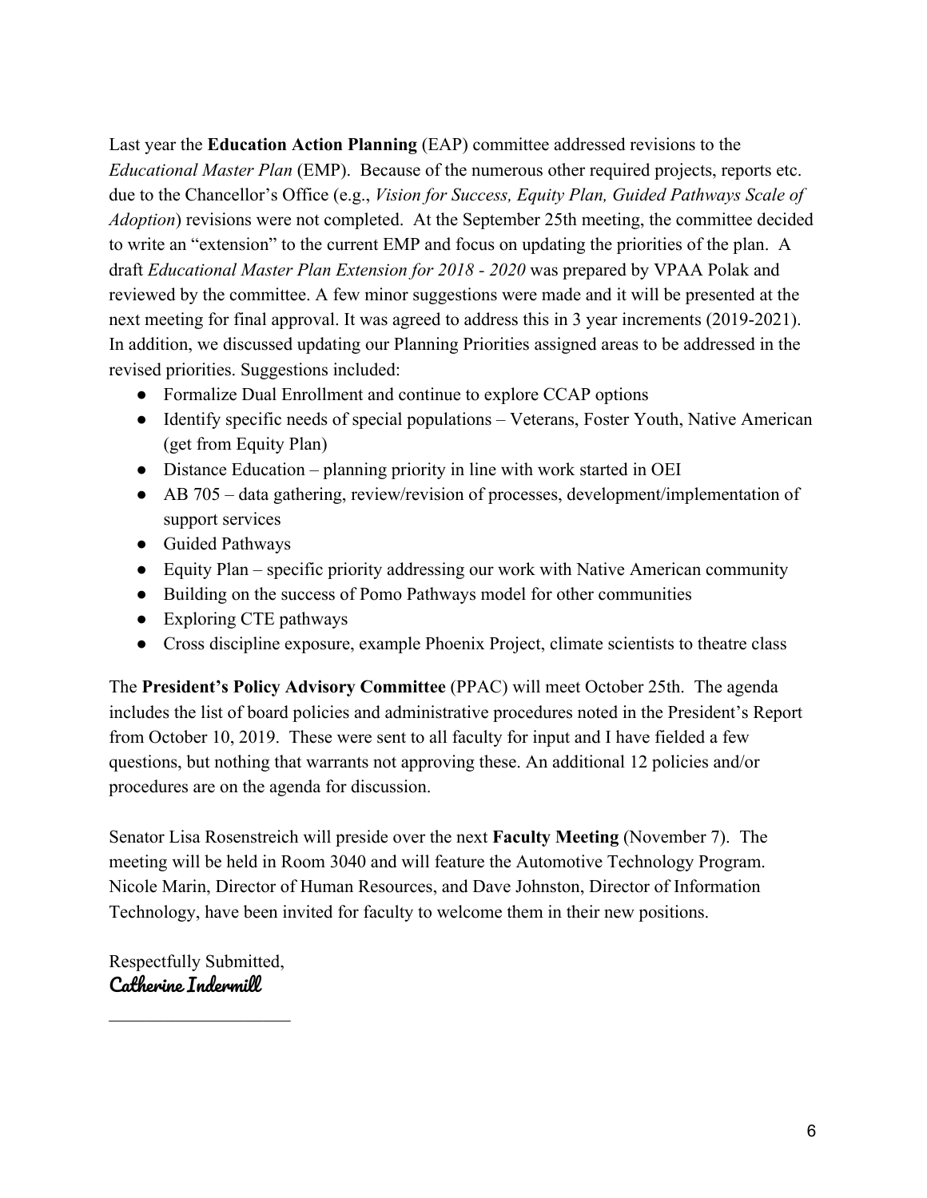Last year the **Education Action Planning** (EAP) committee addressed revisions to the *Educational Master Plan* (EMP). Because of the numerous other required projects, reports etc. due to the Chancellor's Office (e.g., *Vision for Success, Equity Plan, Guided Pathways Scale of Adoption*) revisions were not completed. At the September 25th meeting, the committee decided to write an "extension" to the current EMP and focus on updating the priorities of the plan. A draft *Educational Master Plan Extension for 2018 - 2020* was prepared by VPAA Polak and reviewed by the committee. A few minor suggestions were made and it will be presented at the next meeting for final approval. It was agreed to address this in 3 year increments (2019-2021). In addition, we discussed updating our Planning Priorities assigned areas to be addressed in the revised priorities. Suggestions included:

- Formalize Dual Enrollment and continue to explore CCAP options
- Identify specific needs of special populations – Veterans, Foster Youth, Native American (get from Equity Plan)
- Distance Education – planning priority in line with work started in OEI
- AB 705 – data gathering, review/revision of processes, development/implementation of support services
- Guided Pathways
- Equity Plan – specific priority addressing our work with Native American community
- Building on the success of Pomo Pathways model for other communities
- Exploring CTE pathways
- Cross discipline exposure, example Phoenix Project, climate scientists to theatre class

The **President's Policy Advisory Committee** (PPAC) will meet October 25th. The agenda includes the list of board policies and administrative procedures noted in the President's Report from October 10, 2019. These were sent to all faculty for input and I have fielded a few questions, but nothing that warrants not approving these. An additional 12 policies and/or procedures are on the agenda for discussion.

Senator Lisa Rosenstreich will preside over the next **Faculty Meeting** (November 7). The meeting will be held in Room 3040 and will feature the Automotive Technology Program. Nicole Marin, Director of Human Resources, and Dave Johnston, Director of Information Technology, have been invited for faculty to welcome them in their new positions.

Respectfully Submitted,
**Catherine Indermill**